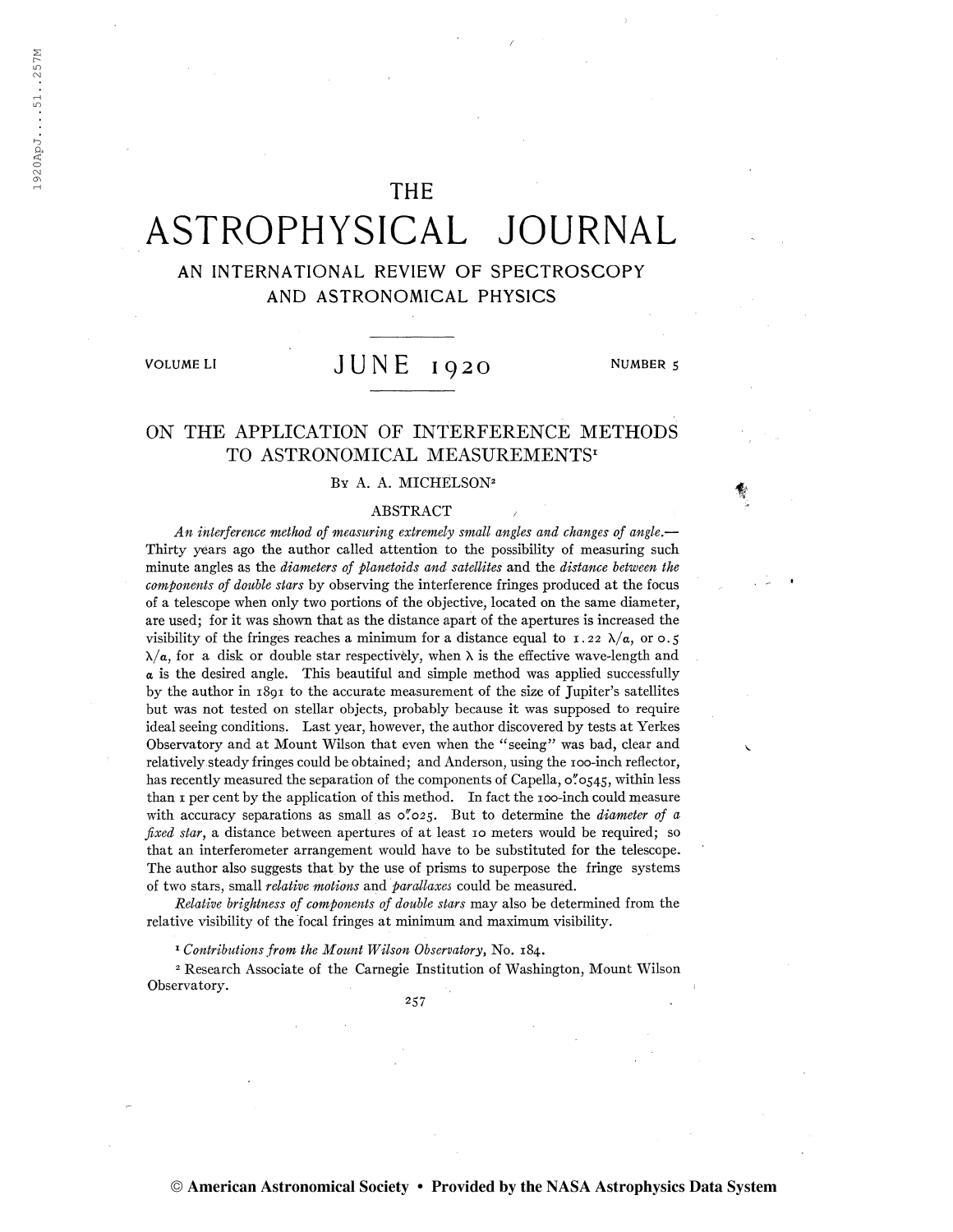# THE ASTROPHYSICAL JOURNAL

## AN INTERNATIONAL REVIEW OF SPECTROSCOPY AND ASTRONOMICAL PHYSICS

VOLUME LI JUNE 1920 NUMBER 5

## ON THE APPLICATION OF INTERFERENCE METHODS TO ASTRONOMICAL MEASUREMENTS[1]

By A. A. MICHELSON[2]

### ABSTRACT

*An interference method of measuring extremely small angles and changes of angle.*—Thirty years ago the author called attention to the possibility of measuring such minute angles as the *diameters of planetoids and satellites* and the *distance between the components of double stars* by observing the interference fringes produced at the focus of a telescope when only two portions of the objective, located on the same diameter, are used; for it was shown that as the distance apart of the apertures is increased the visibility of the fringes reaches a minimum for a distance equal to $1.22\ \lambda/\alpha$, or $0.5\ \lambda/\alpha$, for a disk or double star respectively, when $\lambda$ is the effective wave-length and $\alpha$ is the desired angle. This beautiful and simple method was applied successfully by the author in 1891 to the accurate measurement of the size of Jupiter's satellites but was not tested on stellar objects, probably because it was supposed to require ideal seeing conditions. Last year, however, the author discovered by tests at Yerkes Observatory and at Mount Wilson that even when the "seeing" was bad, clear and relatively steady fringes could be obtained; and Anderson, using the 100-inch reflector, has recently measured the separation of the components of Capella, 0.″0545, within less than 1 per cent by the application of this method. In fact the 100-inch could measure with accuracy separations as small as 0.″025. But to determine the *diameter of a fixed star*, a distance between apertures of at least 10 meters would be required; so that an interferometer arrangement would have to be substituted for the telescope. The author also suggests that by the use of prisms to superpose the fringe systems of two stars, small *relative motions* and *parallaxes* could be measured.

*Relative brightness of components of double stars* may also be determined from the relative visibility of the focal fringes at minimum and maximum visibility.

[1] *Contributions from the Mount Wilson Observatory*, No. 184.

[2] Research Associate of the Carnegie Institution of Washington, Mount Wilson Observatory.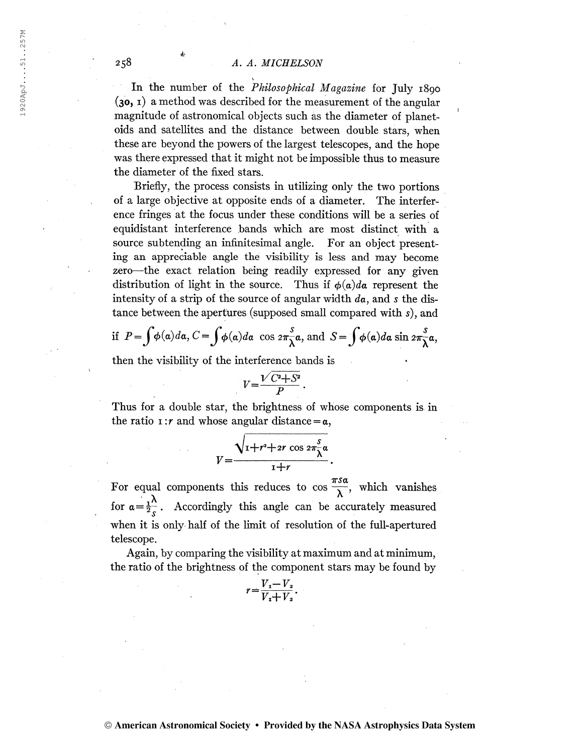In the number of the *Philosophical Magazine* for July 1890 (**30**, 1) a method was described for the measurement of the angular magnitude of astronomical objects such as the diameter of planetoids and satellites and the distance between double stars, when these are beyond the powers of the largest telescopes, and the hope was there expressed that it might not be impossible thus to measure the diameter of the fixed stars.

Briefly, the process consists in utilizing only the two portions of a large objective at opposite ends of a diameter. The interference fringes at the focus under these conditions will be a series of equidistant interference bands which are most distinct with a source subtending an infinitesimal angle. For an object presenting an appreciable angle the visibility is less and may become zero—the exact relation being readily expressed for any given distribution of light in the source. Thus if $\phi(\alpha)d\alpha$ represent the intensity of a strip of the source of angular width $d\alpha$, and $s$ the distance between the apertures (supposed small compared with $s$), and if $P=\int\phi(\alpha)d\alpha$, $C=\int\phi(\alpha)d\alpha\ \cos 2\pi\frac{s}{\lambda}\alpha$, and $S=\int\phi(\alpha)d\alpha \sin 2\pi\frac{s}{\lambda}\alpha$, then the visibility of the interference bands is

$$V=\frac{\sqrt{C^2+S^2}}{P}.$$

Thus for a double star, the brightness of whose components is in the ratio $1:r$ and whose angular distance $=\alpha$,

$$V=\frac{\sqrt{1+r^2+2r\cos 2\pi\frac{s}{\lambda}\alpha}}{1+r}.$$

For equal components this reduces to $\cos\frac{\pi s\alpha}{\lambda}$, which vanishes for $\alpha=\frac{1}{2}\frac{\lambda}{s}$. Accordingly this angle can be accurately measured when it is only half of the limit of resolution of the full-apertured telescope.

Again, by comparing the visibility at maximum and at minimum, the ratio of the brightness of the component stars may be found by

$$r=\frac{V_1-V_2}{V_1+V_2}.$$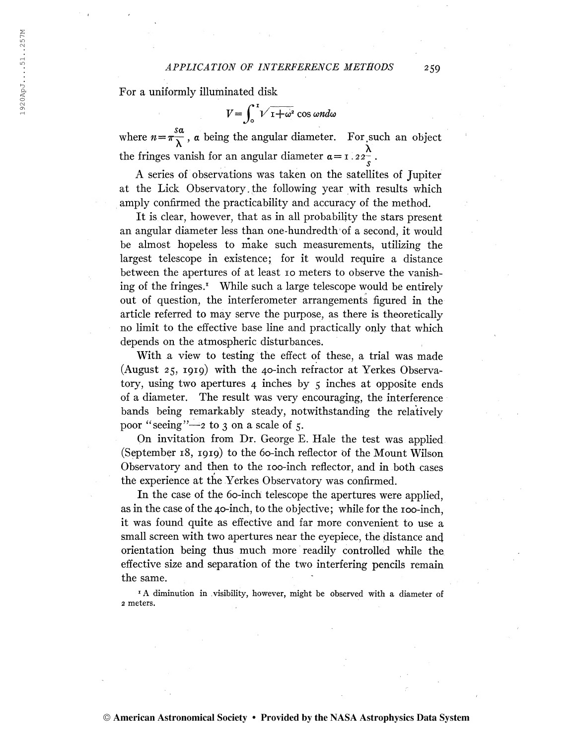For a uniformly illuminated disk

$$V=\int_0^1 \sqrt{1+\omega^2}\cos\omega n d\omega$$

where $n=\pi\frac{s\alpha}{\lambda}$, $\alpha$ being the angular diameter. For such an object the fringes vanish for an angular diameter $\alpha=1.22\frac{\lambda}{s}$.

A series of observations was taken on the satellites of Jupiter at the Lick Observatory the following year with results which amply confirmed the practicability and accuracy of the method.

It is clear, however, that as in all probability the stars present an angular diameter less than one-hundredth of a second, it would be almost hopeless to make such measurements, utilizing the largest telescope in existence; for it would require a distance between the apertures of at least 10 meters to observe the vanishing of the fringes.[1] While such a large telescope would be entirely out of question, the interferometer arrangements figured in the article referred to may serve the purpose, as there is theoretically no limit to the effective base line and practically only that which depends on the atmospheric disturbances.

With a view to testing the effect of these, a trial was made (August 25, 1919) with the 40-inch refractor at Yerkes Observatory, using two apertures 4 inches by 5 inches at opposite ends of a diameter. The result was very encouraging, the interference bands being remarkably steady, notwithstanding the relatively poor "seeing"—2 to 3 on a scale of 5.

On invitation from Dr. George E. Hale the test was applied (September 18, 1919) to the 60-inch reflector of the Mount Wilson Observatory and then to the 100-inch reflector, and in both cases the experience at the Yerkes Observatory was confirmed.

In the case of the 60-inch telescope the apertures were applied, as in the case of the 40-inch, to the objective; while for the 100-inch, it was found quite as effective and far more convenient to use a small screen with two apertures near the eyepiece, the distance and orientation being thus much more readily controlled while the effective size and separation of the two interfering pencils remain the same.

[1] A diminution in visibility, however, might be observed with a diameter of 2 meters.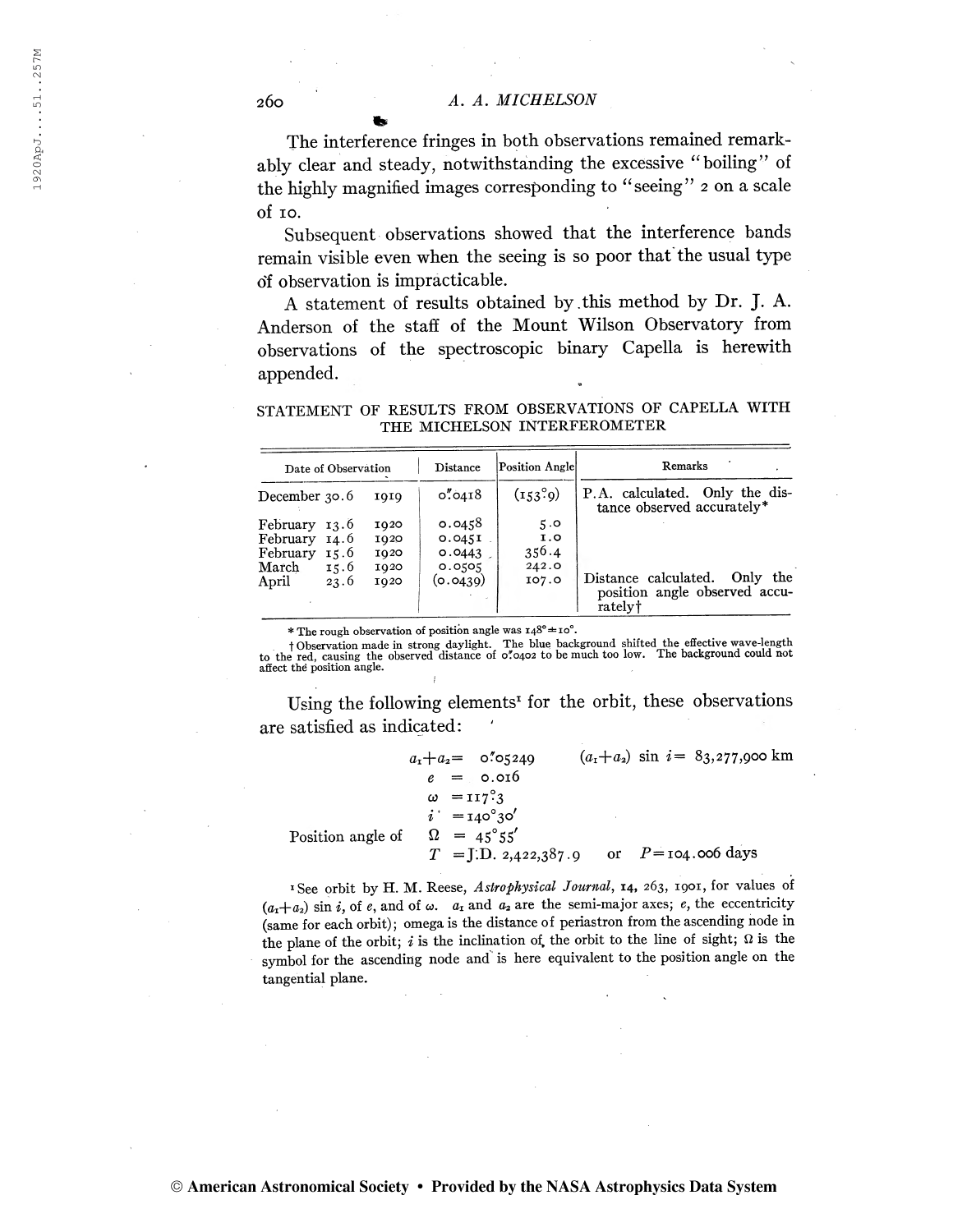The interference fringes in both observations remained remarkably clear and steady, notwithstanding the excessive "boiling" of the highly magnified images corresponding to "seeing" 2 on a scale of 10.

Subsequent observations showed that the interference bands remain visible even when the seeing is so poor that the usual type of observation is impracticable.

A statement of results obtained by this method by Dr. J. A. Anderson of the staff of the Mount Wilson Observatory from observations of the spectroscopic binary Capella is herewith appended.

STATEMENT OF RESULTS FROM OBSERVATIONS OF CAPELLA WITH THE MICHELSON INTERFEROMETER

| Date of Observation | | Distance | Position Angle | Remarks |
|---|---|---|---|---|
| December 30.6 | 1919 | 0."0418 | (153°9) | P.A. calculated. Only the distance observed accurately* |
| February 13.6 | 1920 | 0.0458 | 5.0 | |
| February 14.6 | 1920 | 0.0451 | 1.0 | |
| February 15.6 | 1920 | 0.0443 | 356.4 | |
| March 15.6 | 1920 | 0.0505 | 242.0 | |
| April 23.6 | 1920 | (0.0439) | 107.0 | Distance calculated. Only the position angle observed accurately† |

\* The rough observation of position angle was 148°±10°.

† Observation made in strong daylight. The blue background shifted the effective wave-length to the red, causing the observed distance of 0."0402 to be much too low. The background could not affect the position angle.

Using the following elements[1] for the orbit, these observations are satisfied as indicated:

$$a_1+a_2 = 0.''05249 \qquad (a_1+a_2)\sin i = 83{,}277{,}900 \text{ km}$$

$$e = 0.016$$

$$\omega = 117.^\circ 3$$

$$i = 140^\circ 30'$$

Position angle of $\Omega = 45^\circ 55'$

$$T = \text{J.D. } 2{,}422{,}387.9 \qquad \text{or} \qquad P = 104.006 \text{ days}$$

[1] See orbit by H. M. Reese, *Astrophysical Journal*, **14**, 263, 1901, for values of $(a_1+a_2)\sin i$, of $e$, and of $\omega$. $a_1$ and $a_2$ are the semi-major axes; $e$, the eccentricity (same for each orbit); omega is the distance of periastron from the ascending node in the plane of the orbit; $i$ is the inclination of the orbit to the line of sight; $\Omega$ is the symbol for the ascending node and is here equivalent to the position angle on the tangential plane.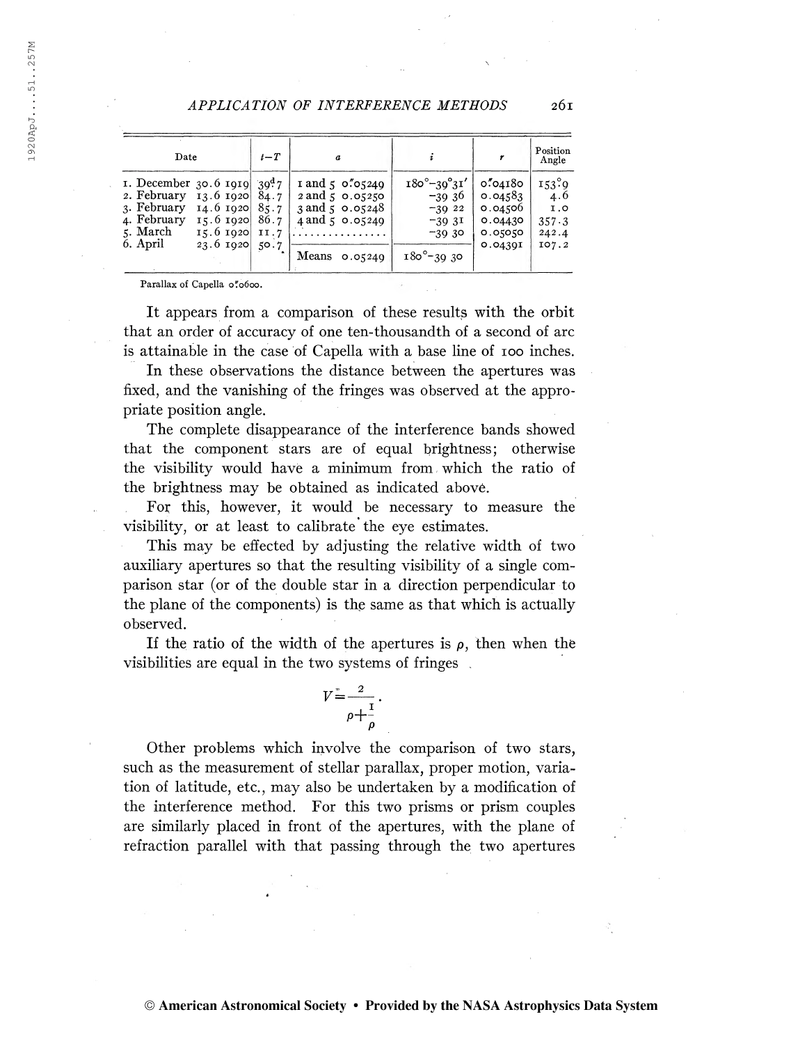| Date | $t-T$ | $a$ | $i$ | $r$ | Position Angle |
|---|---|---|---|---|---|
| 1. December 30.6 1919 | 39$^d$7 | 1 and 5 0.″05249 | 180°–39°31′ | 0.″04180 | 153.°9 |
| 2. February 13.6 1920 | 84.7 | 2 and 5 0.05250 | −39 36 | 0.04583 | 4.6 |
| 3. February 14.6 1920 | 85.7 | 3 and 5 0.05248 | −39 22 | 0.04506 | 1.0 |
| 4. February 15.6 1920 | 86.7 | 4 and 5 0.05249 | −39 31 | 0.04430 | 357.3 |
| 5. March 15.6 1920 | 11.7 | ............... | −39 30 | 0.05050 | 242.4 |
| 6. April 23.6 1920 | 50.7 | | | 0.04391 | 107.2 |
| | | Means 0.05249 | 180°–39 30 | | |

Parallax of Capella 0.″0600.

It appears from a comparison of these results with the orbit that an order of accuracy of one ten-thousandth of a second of arc is attainable in the case of Capella with a base line of 100 inches.

In these observations the distance between the apertures was fixed, and the vanishing of the fringes was observed at the appropriate position angle.

The complete disappearance of the interference bands showed that the component stars are of equal brightness; otherwise the visibility would have a minimum from which the ratio of the brightness may be obtained as indicated above.

For this, however, it would be necessary to measure the visibility, or at least to calibrate the eye estimates.

This may be effected by adjusting the relative width of two auxiliary apertures so that the resulting visibility of a single comparison star (or of the double star in a direction perpendicular to the plane of the components) is the same as that which is actually observed.

If the ratio of the width of the apertures is $\rho$, then when the visibilities are equal in the two systems of fringes

$$V=\frac{2}{\rho+\frac{1}{\rho}}.$$

Other problems which involve the comparison of two stars, such as the measurement of stellar parallax, proper motion, variation of latitude, etc., may also be undertaken by a modification of the interference method. For this two prisms or prism couples are similarly placed in front of the apertures, with the plane of refraction parallel with that passing through the two apertures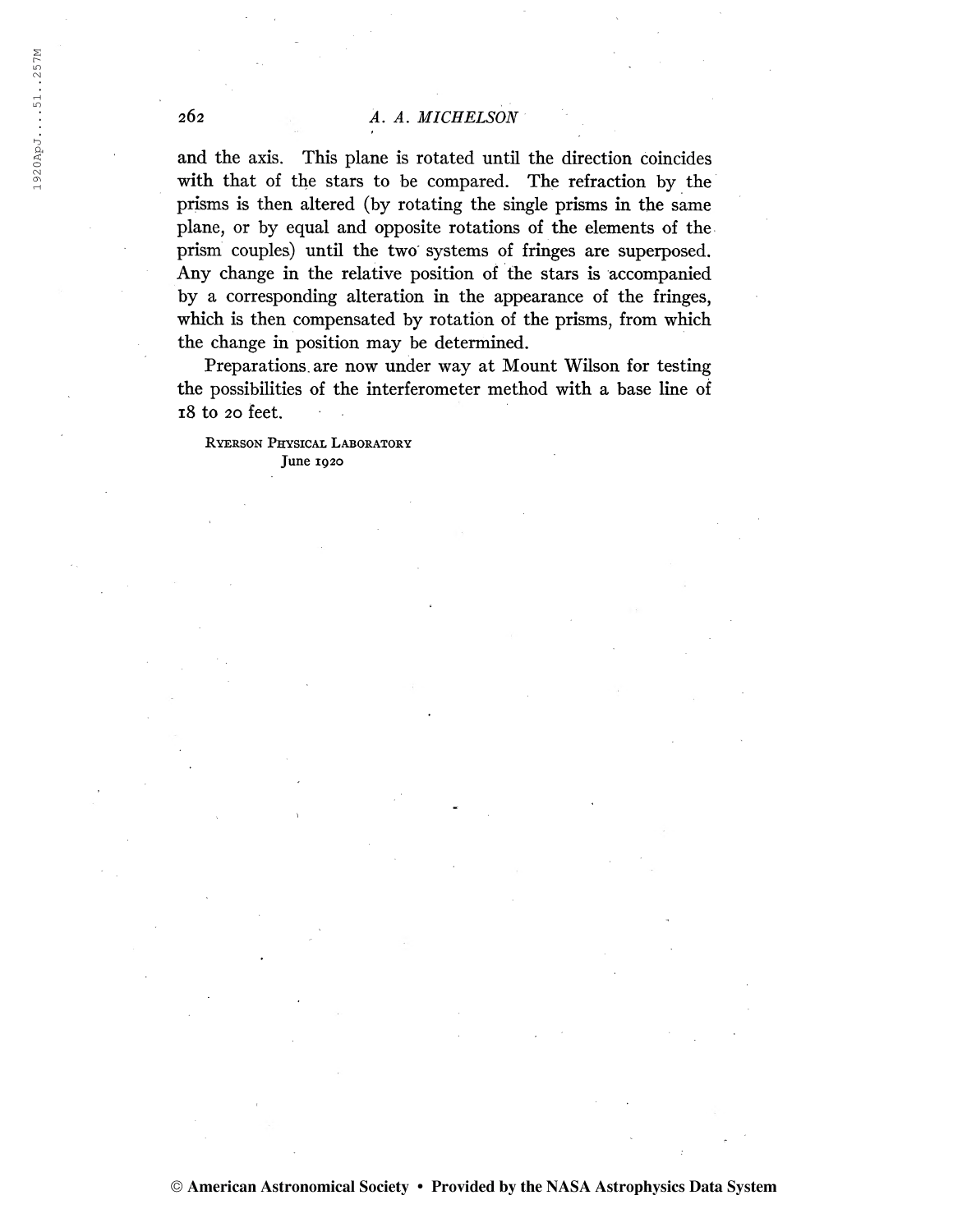and the axis. This plane is rotated until the direction coincides with that of the stars to be compared. The refraction by the prisms is then altered (by rotating the single prisms in the same plane, or by equal and opposite rotations of the elements of the prism couples) until the two systems of fringes are superposed. Any change in the relative position of the stars is accompanied by a corresponding alteration in the appearance of the fringes, which is then compensated by rotation of the prisms, from which the change in position may be determined.

Preparations are now under way at Mount Wilson for testing the possibilities of the interferometer method with a base line of 18 to 20 feet.

RYERSON PHYSICAL LABORATORY
June 1920